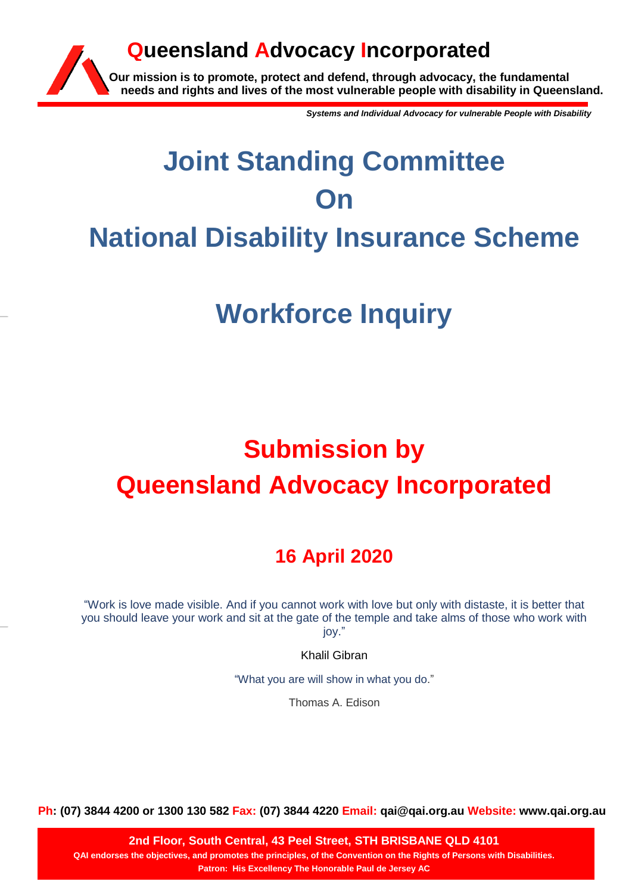# Queensland Advocacy Incorporated

**Our mission is to promote, protect and defend, through advocacy, the fundamental needs and rights and lives of the most vulnerable people with disability in Queensland.**

***Systems and Individual Advocacy for vulnerable People with Disability***

# Joint Standing Committee On National Disability Insurance Scheme

# Workforce Inquiry

# Submission by Queensland Advocacy Incorporated

## 16 April 2020

"Work is love made visible. And if you cannot work with love but only with distaste, it is better that you should leave your work and sit at the gate of the temple and take alms of those who work with joy."

Khalil Gibran

"What you are will show in what you do."

Thomas A. Edison

**Ph: (07) 3844 4200 or 1300 130 582 Fax: (07) 3844 4220 Email: qai@qai.org.au Website: www.qai.org.au**

**2nd Floor, South Central, 43 Peel Street, STH BRISBANE QLD 4101**
**QAI endorses the objectives, and promotes the principles, of the Convention on the Rights of Persons with Disabilities.**
**Patron: His Excellency The Honorable Paul de Jersey AC**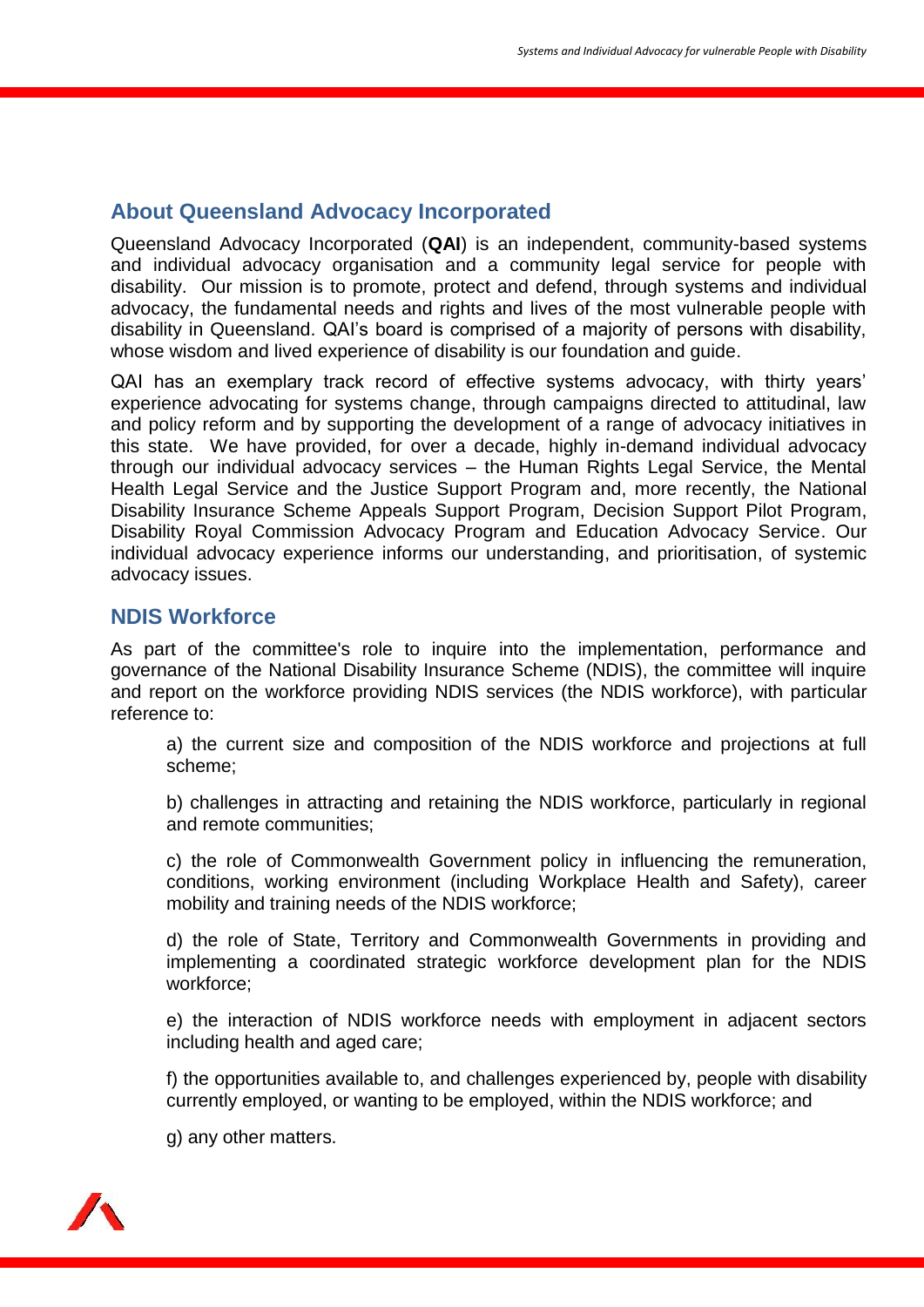## About Queensland Advocacy Incorporated

Queensland Advocacy Incorporated (**QAI**) is an independent, community-based systems and individual advocacy organisation and a community legal service for people with disability. Our mission is to promote, protect and defend, through systems and individual advocacy, the fundamental needs and rights and lives of the most vulnerable people with disability in Queensland. QAI's board is comprised of a majority of persons with disability, whose wisdom and lived experience of disability is our foundation and guide.

QAI has an exemplary track record of effective systems advocacy, with thirty years' experience advocating for systems change, through campaigns directed to attitudinal, law and policy reform and by supporting the development of a range of advocacy initiatives in this state. We have provided, for over a decade, highly in-demand individual advocacy through our individual advocacy services – the Human Rights Legal Service, the Mental Health Legal Service and the Justice Support Program and, more recently, the National Disability Insurance Scheme Appeals Support Program, Decision Support Pilot Program, Disability Royal Commission Advocacy Program and Education Advocacy Service. Our individual advocacy experience informs our understanding, and prioritisation, of systemic advocacy issues.

## NDIS Workforce

As part of the committee's role to inquire into the implementation, performance and governance of the National Disability Insurance Scheme (NDIS), the committee will inquire and report on the workforce providing NDIS services (the NDIS workforce), with particular reference to:

a) the current size and composition of the NDIS workforce and projections at full scheme;

b) challenges in attracting and retaining the NDIS workforce, particularly in regional and remote communities;

c) the role of Commonwealth Government policy in influencing the remuneration, conditions, working environment (including Workplace Health and Safety), career mobility and training needs of the NDIS workforce;

d) the role of State, Territory and Commonwealth Governments in providing and implementing a coordinated strategic workforce development plan for the NDIS workforce;

e) the interaction of NDIS workforce needs with employment in adjacent sectors including health and aged care;

f) the opportunities available to, and challenges experienced by, people with disability currently employed, or wanting to be employed, within the NDIS workforce; and

g) any other matters.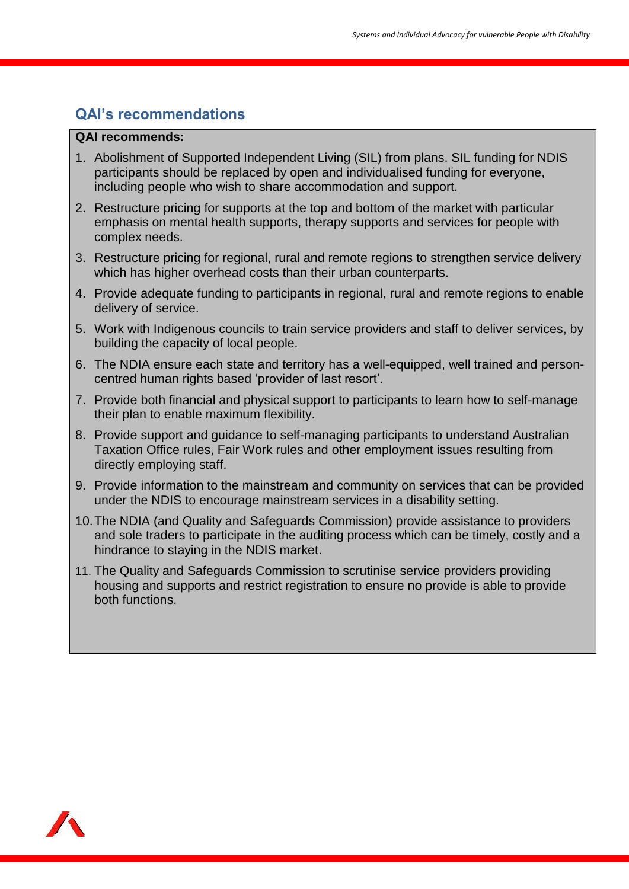## QAI's recommendations

**QAI recommends:**

1. Abolishment of Supported Independent Living (SIL) from plans. SIL funding for NDIS participants should be replaced by open and individualised funding for everyone, including people who wish to share accommodation and support.
2. Restructure pricing for supports at the top and bottom of the market with particular emphasis on mental health supports, therapy supports and services for people with complex needs.
3. Restructure pricing for regional, rural and remote regions to strengthen service delivery which has higher overhead costs than their urban counterparts.
4. Provide adequate funding to participants in regional, rural and remote regions to enable delivery of service.
5. Work with Indigenous councils to train service providers and staff to deliver services, by building the capacity of local people.
6. The NDIA ensure each state and territory has a well-equipped, well trained and person-centred human rights based 'provider of last resort'.
7. Provide both financial and physical support to participants to learn how to self-manage their plan to enable maximum flexibility.
8. Provide support and guidance to self-managing participants to understand Australian Taxation Office rules, Fair Work rules and other employment issues resulting from directly employing staff.
9. Provide information to the mainstream and community on services that can be provided under the NDIS to encourage mainstream services in a disability setting.
10. The NDIA (and Quality and Safeguards Commission) provide assistance to providers and sole traders to participate in the auditing process which can be timely, costly and a hindrance to staying in the NDIS market.
11. The Quality and Safeguards Commission to scrutinise service providers providing housing and supports and restrict registration to ensure no provide is able to provide both functions.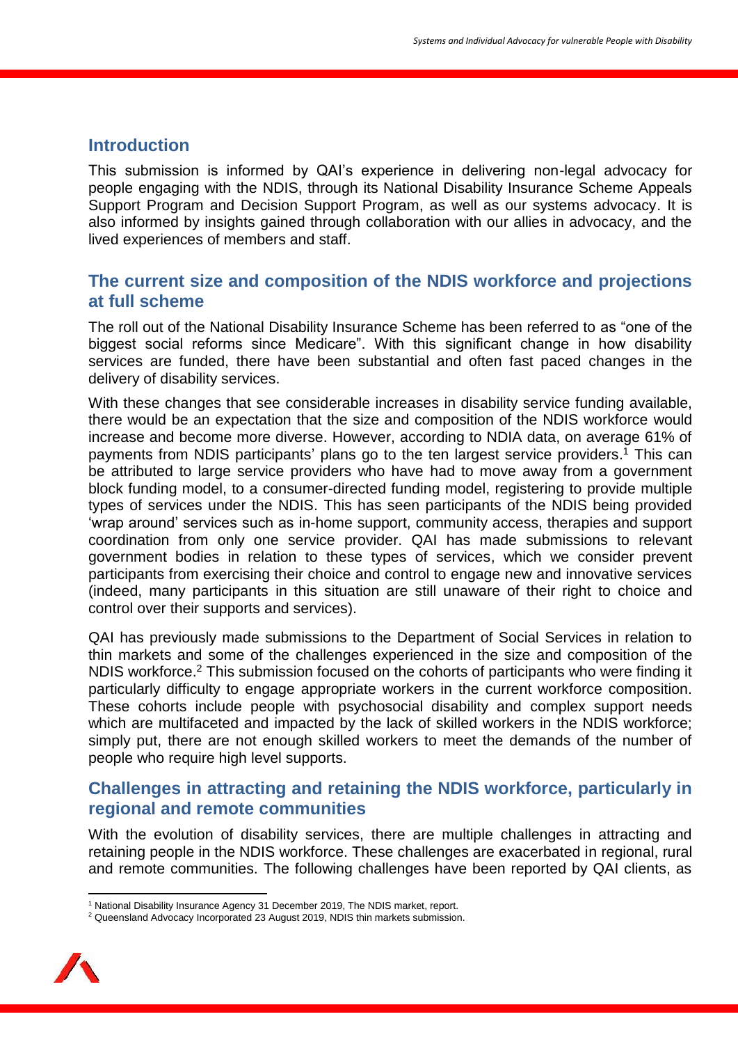## Introduction

This submission is informed by QAI's experience in delivering non-legal advocacy for people engaging with the NDIS, through its National Disability Insurance Scheme Appeals Support Program and Decision Support Program, as well as our systems advocacy. It is also informed by insights gained through collaboration with our allies in advocacy, and the lived experiences of members and staff.

## The current size and composition of the NDIS workforce and projections at full scheme

The roll out of the National Disability Insurance Scheme has been referred to as "one of the biggest social reforms since Medicare". With this significant change in how disability services are funded, there have been substantial and often fast paced changes in the delivery of disability services.

With these changes that see considerable increases in disability service funding available, there would be an expectation that the size and composition of the NDIS workforce would increase and become more diverse. However, according to NDIA data, on average 61% of payments from NDIS participants' plans go to the ten largest service providers.[1] This can be attributed to large service providers who have had to move away from a government block funding model, to a consumer-directed funding model, registering to provide multiple types of services under the NDIS. This has seen participants of the NDIS being provided 'wrap around' services such as in-home support, community access, therapies and support coordination from only one service provider. QAI has made submissions to relevant government bodies in relation to these types of services, which we consider prevent participants from exercising their choice and control to engage new and innovative services (indeed, many participants in this situation are still unaware of their right to choice and control over their supports and services).

QAI has previously made submissions to the Department of Social Services in relation to thin markets and some of the challenges experienced in the size and composition of the NDIS workforce.[2] This submission focused on the cohorts of participants who were finding it particularly difficulty to engage appropriate workers in the current workforce composition. These cohorts include people with psychosocial disability and complex support needs which are multifaceted and impacted by the lack of skilled workers in the NDIS workforce; simply put, there are not enough skilled workers to meet the demands of the number of people who require high level supports.

## Challenges in attracting and retaining the NDIS workforce, particularly in regional and remote communities

With the evolution of disability services, there are multiple challenges in attracting and retaining people in the NDIS workforce. These challenges are exacerbated in regional, rural and remote communities. The following challenges have been reported by QAI clients, as

---

[1] National Disability Insurance Agency 31 December 2019, The NDIS market, report.

[2] Queensland Advocacy Incorporated 23 August 2019, NDIS thin markets submission.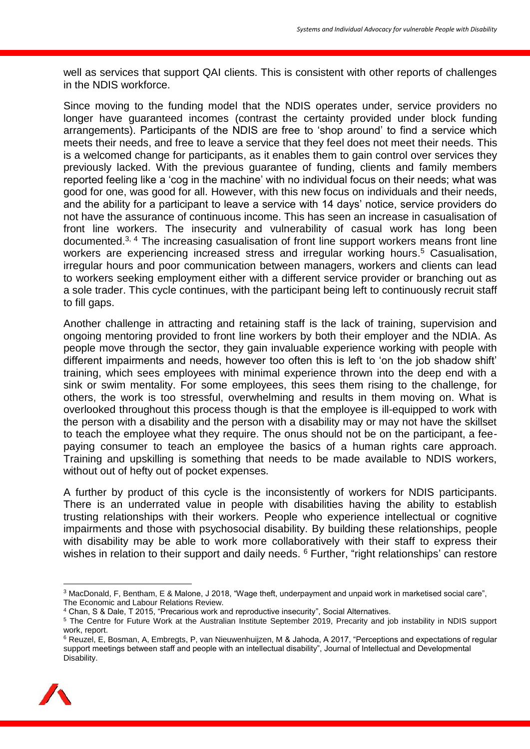well as services that support QAI clients. This is consistent with other reports of challenges in the NDIS workforce.

Since moving to the funding model that the NDIS operates under, service providers no longer have guaranteed incomes (contrast the certainty provided under block funding arrangements). Participants of the NDIS are free to 'shop around' to find a service which meets their needs, and free to leave a service that they feel does not meet their needs. This is a welcomed change for participants, as it enables them to gain control over services they previously lacked. With the previous guarantee of funding, clients and family members reported feeling like a 'cog in the machine' with no individual focus on their needs; what was good for one, was good for all. However, with this new focus on individuals and their needs, and the ability for a participant to leave a service with 14 days' notice, service providers do not have the assurance of continuous income. This has seen an increase in casualisation of front line workers. The insecurity and vulnerability of casual work has long been documented.[3, 4] The increasing casualisation of front line support workers means front line workers are experiencing increased stress and irregular working hours.[5] Casualisation, irregular hours and poor communication between managers, workers and clients can lead to workers seeking employment either with a different service provider or branching out as a sole trader. This cycle continues, with the participant being left to continuously recruit staff to fill gaps.

Another challenge in attracting and retaining staff is the lack of training, supervision and ongoing mentoring provided to front line workers by both their employer and the NDIA. As people move through the sector, they gain invaluable experience working with people with different impairments and needs, however too often this is left to 'on the job shadow shift' training, which sees employees with minimal experience thrown into the deep end with a sink or swim mentality. For some employees, this sees them rising to the challenge, for others, the work is too stressful, overwhelming and results in them moving on. What is overlooked throughout this process though is that the employee is ill-equipped to work with the person with a disability and the person with a disability may or may not have the skillset to teach the employee what they require. The onus should not be on the participant, a fee-paying consumer to teach an employee the basics of a human rights care approach. Training and upskilling is something that needs to be made available to NDIS workers, without out of hefty out of pocket expenses.

A further by product of this cycle is the inconsistently of workers for NDIS participants. There is an underrated value in people with disabilities having the ability to establish trusting relationships with their workers. People who experience intellectual or cognitive impairments and those with psychosocial disability. By building these relationships, people with disability may be able to work more collaboratively with their staff to express their wishes in relation to their support and daily needs. [6] Further, "right relationships' can restore

---

[3] MacDonald, F, Bentham, E & Malone, J 2018, "Wage theft, underpayment and unpaid work in marketised social care", The Economic and Labour Relations Review.

[4] Chan, S & Dale, T 2015, "Precarious work and reproductive insecurity", Social Alternatives.

[5] The Centre for Future Work at the Australian Institute September 2019, Precarity and job instability in NDIS support work, report.

[6] Reuzel, E, Bosman, A, Embregts, P, van Nieuwenhuijzen, M & Jahoda, A 2017, "Perceptions and expectations of regular support meetings between staff and people with an intellectual disability", Journal of Intellectual and Developmental Disability.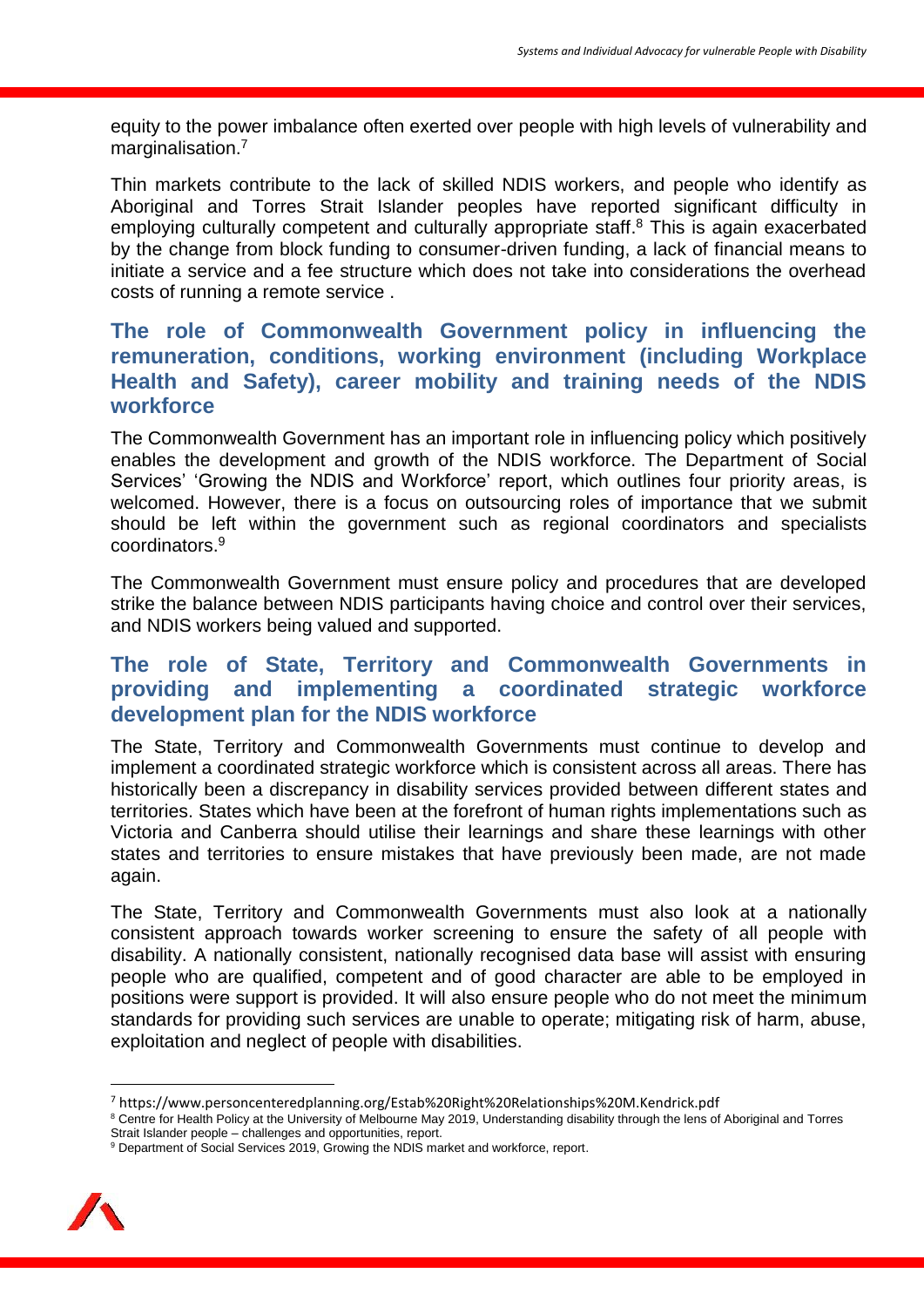equity to the power imbalance often exerted over people with high levels of vulnerability and marginalisation.[7]

Thin markets contribute to the lack of skilled NDIS workers, and people who identify as Aboriginal and Torres Strait Islander peoples have reported significant difficulty in employing culturally competent and culturally appropriate staff.[8] This is again exacerbated by the change from block funding to consumer-driven funding, a lack of financial means to initiate a service and a fee structure which does not take into considerations the overhead costs of running a remote service .

## The role of Commonwealth Government policy in influencing the remuneration, conditions, working environment (including Workplace Health and Safety), career mobility and training needs of the NDIS workforce

The Commonwealth Government has an important role in influencing policy which positively enables the development and growth of the NDIS workforce. The Department of Social Services' 'Growing the NDIS and Workforce' report, which outlines four priority areas, is welcomed. However, there is a focus on outsourcing roles of importance that we submit should be left within the government such as regional coordinators and specialists coordinators.[9]

The Commonwealth Government must ensure policy and procedures that are developed strike the balance between NDIS participants having choice and control over their services, and NDIS workers being valued and supported.

## The role of State, Territory and Commonwealth Governments in providing and implementing a coordinated strategic workforce development plan for the NDIS workforce

The State, Territory and Commonwealth Governments must continue to develop and implement a coordinated strategic workforce which is consistent across all areas. There has historically been a discrepancy in disability services provided between different states and territories. States which have been at the forefront of human rights implementations such as Victoria and Canberra should utilise their learnings and share these learnings with other states and territories to ensure mistakes that have previously been made, are not made again.

The State, Territory and Commonwealth Governments must also look at a nationally consistent approach towards worker screening to ensure the safety of all people with disability. A nationally consistent, nationally recognised data base will assist with ensuring people who are qualified, competent and of good character are able to be employed in positions were support is provided. It will also ensure people who do not meet the minimum standards for providing such services are unable to operate; mitigating risk of harm, abuse, exploitation and neglect of people with disabilities.

---

[7] https://www.personcenteredplanning.org/Estab%20Right%20Relationships%20M.Kendrick.pdf

[8] Centre for Health Policy at the University of Melbourne May 2019, Understanding disability through the lens of Aboriginal and Torres Strait Islander people – challenges and opportunities, report.

[9] Department of Social Services 2019, Growing the NDIS market and workforce, report.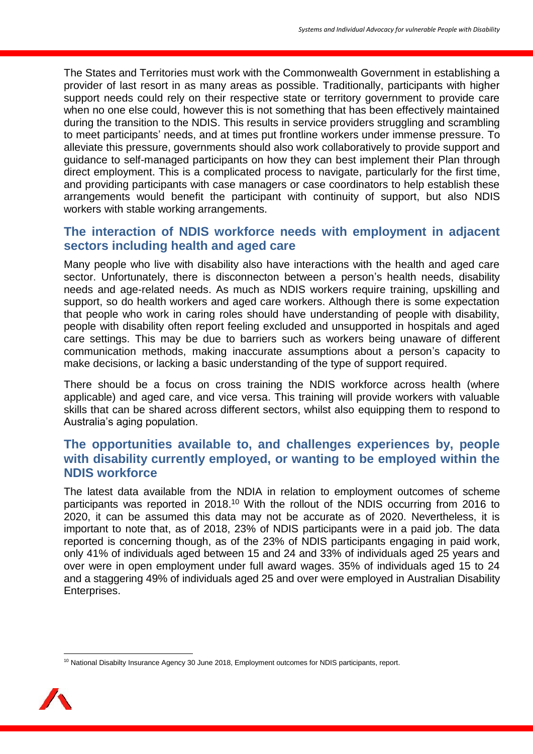The States and Territories must work with the Commonwealth Government in establishing a provider of last resort in as many areas as possible. Traditionally, participants with higher support needs could rely on their respective state or territory government to provide care when no one else could, however this is not something that has been effectively maintained during the transition to the NDIS. This results in service providers struggling and scrambling to meet participants' needs, and at times put frontline workers under immense pressure. To alleviate this pressure, governments should also work collaboratively to provide support and guidance to self-managed participants on how they can best implement their Plan through direct employment. This is a complicated process to navigate, particularly for the first time, and providing participants with case managers or case coordinators to help establish these arrangements would benefit the participant with continuity of support, but also NDIS workers with stable working arrangements.

## The interaction of NDIS workforce needs with employment in adjacent sectors including health and aged care

Many people who live with disability also have interactions with the health and aged care sector. Unfortunately, there is disconnecton between a person's health needs, disability needs and age-related needs. As much as NDIS workers require training, upskilling and support, so do health workers and aged care workers. Although there is some expectation that people who work in caring roles should have understanding of people with disability, people with disability often report feeling excluded and unsupported in hospitals and aged care settings. This may be due to barriers such as workers being unaware of different communication methods, making inaccurate assumptions about a person's capacity to make decisions, or lacking a basic understanding of the type of support required.

There should be a focus on cross training the NDIS workforce across health (where applicable) and aged care, and vice versa. This training will provide workers with valuable skills that can be shared across different sectors, whilst also equipping them to respond to Australia's aging population.

## The opportunities available to, and challenges experiences by, people with disability currently employed, or wanting to be employed within the NDIS workforce

The latest data available from the NDIA in relation to employment outcomes of scheme participants was reported in 2018.[10] With the rollout of the NDIS occurring from 2016 to 2020, it can be assumed this data may not be accurate as of 2020. Nevertheless, it is important to note that, as of 2018, 23% of NDIS participants were in a paid job. The data reported is concerning though, as of the 23% of NDIS participants engaging in paid work, only 41% of individuals aged between 15 and 24 and 33% of individuals aged 25 years and over were in open employment under full award wages. 35% of individuals aged 15 to 24 and a staggering 49% of individuals aged 25 and over were employed in Australian Disability Enterprises.

[10] National Disabilty Insurance Agency 30 June 2018, Employment outcomes for NDIS participants, report.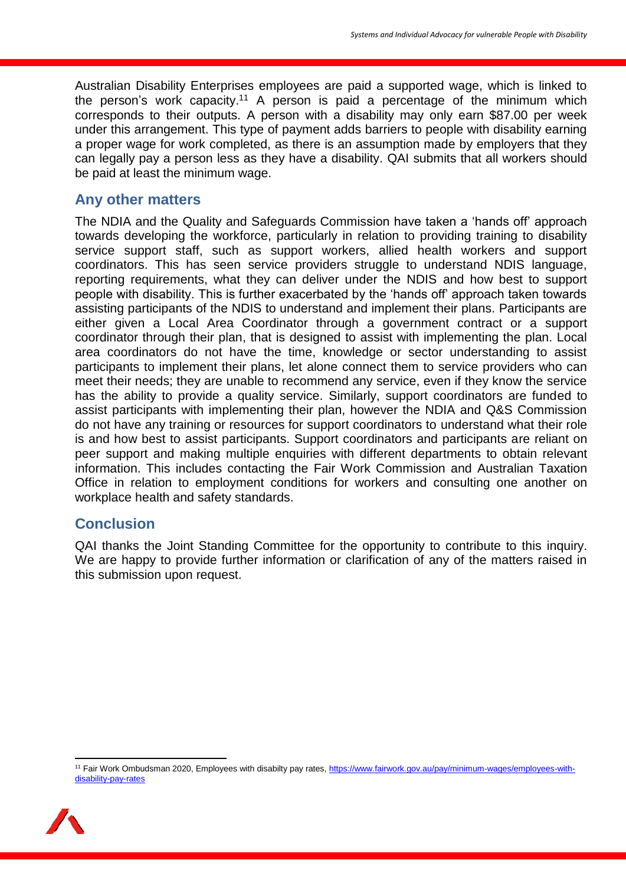Australian Disability Enterprises employees are paid a supported wage, which is linked to the person's work capacity.[11] A person is paid a percentage of the minimum which corresponds to their outputs. A person with a disability may only earn $87.00 per week under this arrangement. This type of payment adds barriers to people with disability earning a proper wage for work completed, as there is an assumption made by employers that they can legally pay a person less as they have a disability. QAI submits that all workers should be paid at least the minimum wage.

## Any other matters

The NDIA and the Quality and Safeguards Commission have taken a 'hands off' approach towards developing the workforce, particularly in relation to providing training to disability service support staff, such as support workers, allied health workers and support coordinators. This has seen service providers struggle to understand NDIS language, reporting requirements, what they can deliver under the NDIS and how best to support people with disability. This is further exacerbated by the 'hands off' approach taken towards assisting participants of the NDIS to understand and implement their plans. Participants are either given a Local Area Coordinator through a government contract or a support coordinator through their plan, that is designed to assist with implementing the plan. Local area coordinators do not have the time, knowledge or sector understanding to assist participants to implement their plans, let alone connect them to service providers who can meet their needs; they are unable to recommend any service, even if they know the service has the ability to provide a quality service. Similarly, support coordinators are funded to assist participants with implementing their plan, however the NDIA and Q&S Commission do not have any training or resources for support coordinators to understand what their role is and how best to assist participants. Support coordinators and participants are reliant on peer support and making multiple enquiries with different departments to obtain relevant information. This includes contacting the Fair Work Commission and Australian Taxation Office in relation to employment conditions for workers and consulting one another on workplace health and safety standards.

## Conclusion

QAI thanks the Joint Standing Committee for the opportunity to contribute to this inquiry. We are happy to provide further information or clarification of any of the matters raised in this submission upon request.

---

[11] Fair Work Ombudsman 2020, Employees with disabilty pay rates, https://www.fairwork.gov.au/pay/minimum-wages/employees-with-disability-pay-rates